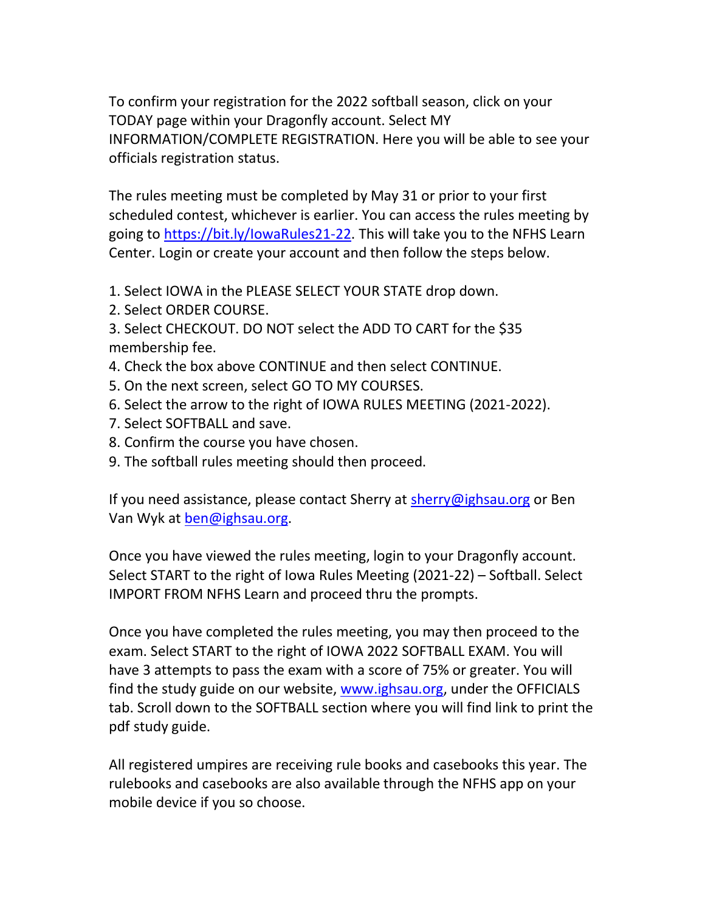To confirm your registration for the 2022 softball season, click on your TODAY page within your Dragonfly account. Select MY INFORMATION/COMPLETE REGISTRATION. Here you will be able to see your officials registration status.

The rules meeting must be completed by May 31 or prior to your first scheduled contest, whichever is earlier. You can access the rules meeting by going to https://bit.ly/IowaRules21-22. This will take you to the NFHS Learn Center. Login or create your account and then follow the steps below.

1. Select IOWA in the PLEASE SELECT YOUR STATE drop down.
2. Select ORDER COURSE.
3. Select CHECKOUT. DO NOT select the ADD TO CART for the $35 membership fee.
4. Check the box above CONTINUE and then select CONTINUE.
5. On the next screen, select GO TO MY COURSES.
6. Select the arrow to the right of IOWA RULES MEETING (2021-2022).
7. Select SOFTBALL and save.
8. Confirm the course you have chosen.
9. The softball rules meeting should then proceed.

If you need assistance, please contact Sherry at sherry@ighsau.org or Ben Van Wyk at ben@ighsau.org.

Once you have viewed the rules meeting, login to your Dragonfly account. Select START to the right of Iowa Rules Meeting (2021-22) – Softball. Select IMPORT FROM NFHS Learn and proceed thru the prompts.

Once you have completed the rules meeting, you may then proceed to the exam. Select START to the right of IOWA 2022 SOFTBALL EXAM. You will have 3 attempts to pass the exam with a score of 75% or greater. You will find the study guide on our website, www.ighsau.org, under the OFFICIALS tab. Scroll down to the SOFTBALL section where you will find link to print the pdf study guide.

All registered umpires are receiving rule books and casebooks this year. The rulebooks and casebooks are also available through the NFHS app on your mobile device if you so choose.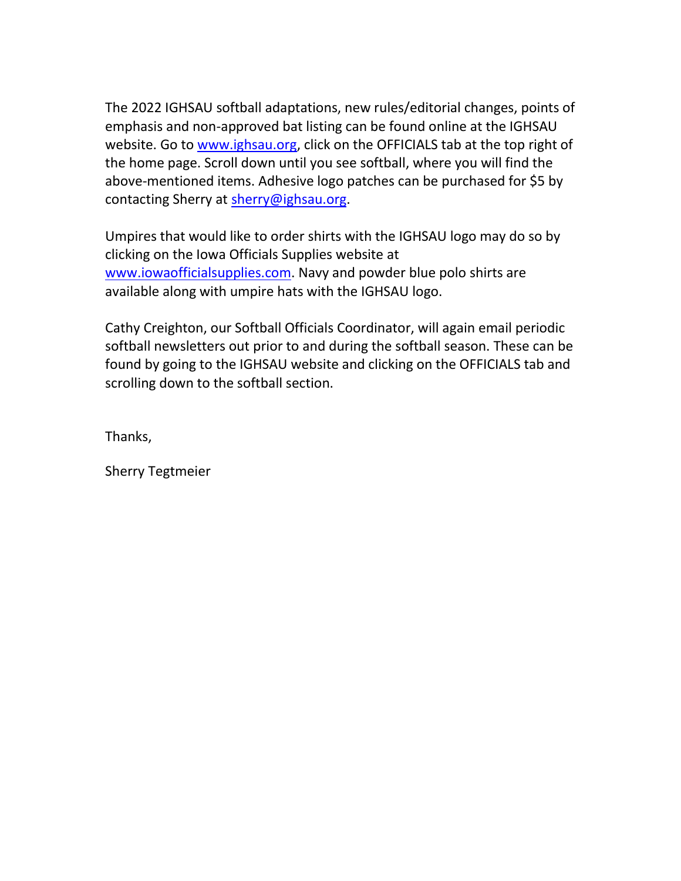The 2022 IGHSAU softball adaptations, new rules/editorial changes, points of emphasis and non-approved bat listing can be found online at the IGHSAU website. Go to [www.ighsau.org](http://www.ighsau.org), click on the OFFICIALS tab at the top right of the home page. Scroll down until you see softball, where you will find the above-mentioned items. Adhesive logo patches can be purchased for $5 by contacting Sherry at [sherry@ighsau.org](mailto:sherry@ighsau.org).

Umpires that would like to order shirts with the IGHSAU logo may do so by clicking on the Iowa Officials Supplies website at [www.iowaofficialsupplies.com](http://www.iowaofficialsupplies.com). Navy and powder blue polo shirts are available along with umpire hats with the IGHSAU logo.

Cathy Creighton, our Softball Officials Coordinator, will again email periodic softball newsletters out prior to and during the softball season. These can be found by going to the IGHSAU website and clicking on the OFFICIALS tab and scrolling down to the softball section.

Thanks,

Sherry Tegtmeier